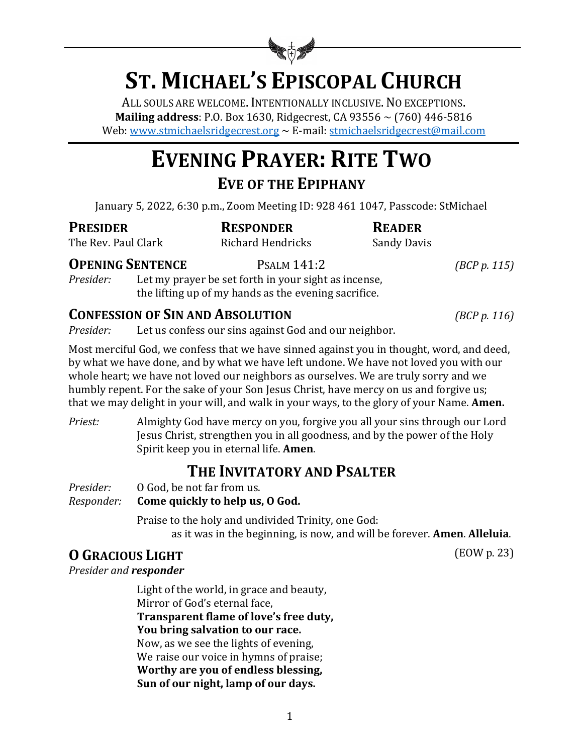# ST. MICHAEL'S EPISCOPAL CHURCH

ALL SOULS ARE WELCOME. INTENTIONALLY INCLUSIVE. NO EXCEPTIONS.
**Mailing address**: P.O. Box 1630, Ridgecrest, CA 93556 ~ (760) 446-5816
Web: www.stmichaelsridgecrest.org ~ E-mail: stmichaelsridgecrest@mail.com

# EVENING PRAYER: RITE TWO

## EVE OF THE EPIPHANY

January 5, 2022, 6:30 p.m., Zoom Meeting ID: 928 461 1047, Passcode: StMichael

| **PRESIDER** | **RESPONDER** | **READER** |
|---|---|---|
| The Rev. Paul Clark | Richard Hendricks | Sandy Davis |

### OPENING SENTENCE — PSALM 141:2 *(BCP p. 115)*

*Presider:* Let my prayer be set forth in your sight as incense, the lifting up of my hands as the evening sacrifice.

### CONFESSION OF SIN AND ABSOLUTION *(BCP p. 116)*

*Presider:* Let us confess our sins against God and our neighbor.

Most merciful God, we confess that we have sinned against you in thought, word, and deed, by what we have done, and by what we have left undone. We have not loved you with our whole heart; we have not loved our neighbors as ourselves. We are truly sorry and we humbly repent. For the sake of your Son Jesus Christ, have mercy on us and forgive us; that we may delight in your will, and walk in your ways, to the glory of your Name. **Amen.**

*Priest:* Almighty God have mercy on you, forgive you all your sins through our Lord Jesus Christ, strengthen you in all goodness, and by the power of the Holy Spirit keep you in eternal life. **Amen**.

## THE INVITATORY AND PSALTER

*Presider:* O God, be not far from us.
*Responder:* **Come quickly to help us, O God.**

Praise to the holy and undivided Trinity, one God:
as it was in the beginning, is now, and will be forever. **Amen**. **Alleluia**.

### O GRACIOUS LIGHT (EOW p. 23)

*Presider and **responder***

Light of the world, in grace and beauty,
Mirror of God's eternal face,
**Transparent flame of love's free duty,**
**You bring salvation to our race.**
Now, as we see the lights of evening,
We raise our voice in hymns of praise;
**Worthy are you of endless blessing,**
**Sun of our night, lamp of our days.**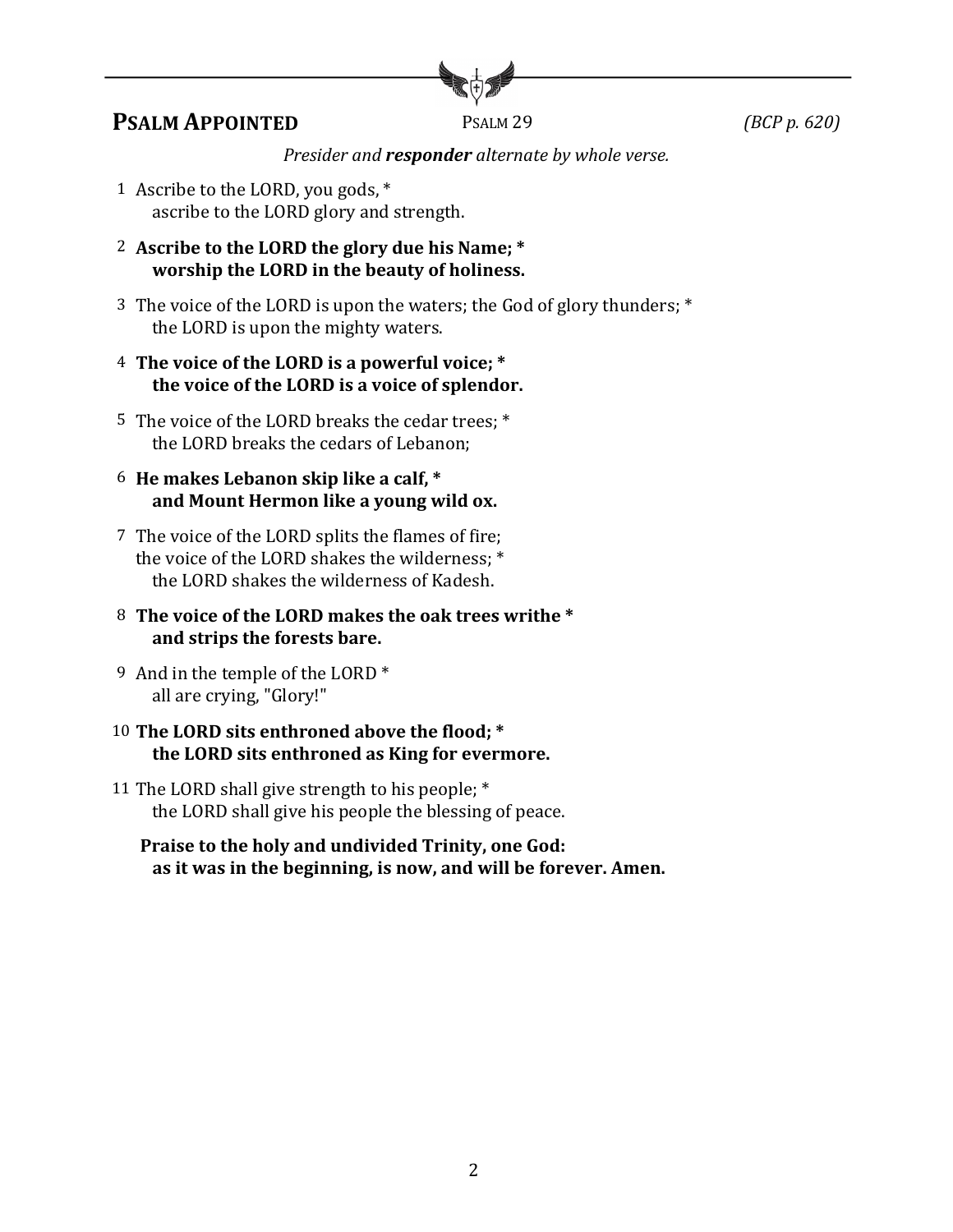## **Psalm Appointed** Psalm 29 *(BCP p. 620)*

*Presider and **responder** alternate by whole verse.*

1 Ascribe to the LORD, you gods, *
  ascribe to the LORD glory and strength.

2 **Ascribe to the LORD the glory due his Name; ***
  **worship the LORD in the beauty of holiness.**

3 The voice of the LORD is upon the waters; the God of glory thunders; *
  the LORD is upon the mighty waters.

4 **The voice of the LORD is a powerful voice; ***
  **the voice of the LORD is a voice of splendor.**

5 The voice of the LORD breaks the cedar trees; *
  the LORD breaks the cedars of Lebanon;

6 **He makes Lebanon skip like a calf, ***
  **and Mount Hermon like a young wild ox.**

7 The voice of the LORD splits the flames of fire;
 the voice of the LORD shakes the wilderness; *
  the LORD shakes the wilderness of Kadesh.

8 **The voice of the LORD makes the oak trees writhe ***
  **and strips the forests bare.**

9 And in the temple of the LORD *
  all are crying, "Glory!"

10 **The LORD sits enthroned above the flood; ***
  **the LORD sits enthroned as King for evermore.**

11 The LORD shall give strength to his people; *
  the LORD shall give his people the blessing of peace.

**Praise to the holy and undivided Trinity, one God:**
 **as it was in the beginning, is now, and will be forever. Amen.**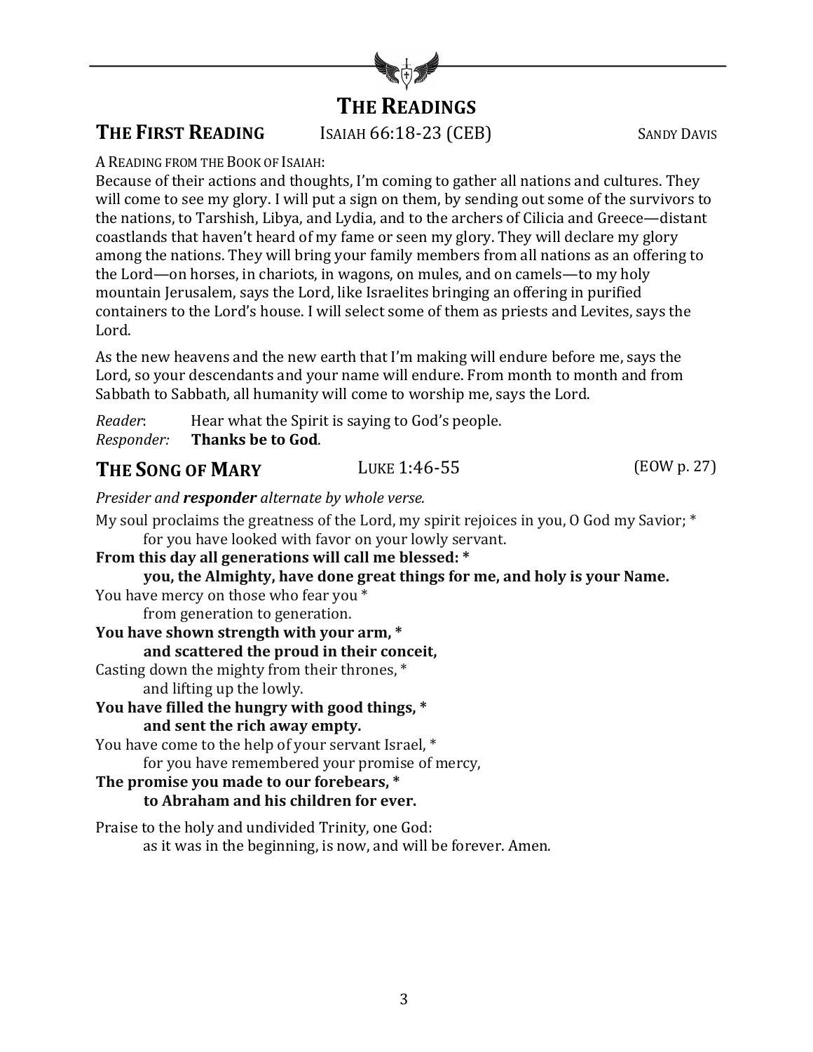# THE READINGS

## THE FIRST READING — ISAIAH 66:18-23 (CEB) — SANDY DAVIS

A READING FROM THE BOOK OF ISAIAH:
Because of their actions and thoughts, I'm coming to gather all nations and cultures. They will come to see my glory. I will put a sign on them, by sending out some of the survivors to the nations, to Tarshish, Libya, and Lydia, and to the archers of Cilicia and Greece—distant coastlands that haven't heard of my fame or seen my glory. They will declare my glory among the nations. They will bring your family members from all nations as an offering to the Lord—on horses, in chariots, in wagons, on mules, and on camels—to my holy mountain Jerusalem, says the Lord, like Israelites bringing an offering in purified containers to the Lord's house. I will select some of them as priests and Levites, says the Lord.

As the new heavens and the new earth that I'm making will endure before me, says the Lord, so your descendants and your name will endure. From month to month and from Sabbath to Sabbath, all humanity will come to worship me, says the Lord.

*Reader*: Hear what the Spirit is saying to God's people.
*Responder:* **Thanks be to God**.

## THE SONG OF MARY — LUKE 1:46-55 — (EOW p. 27)

*Presider and* ***responder*** *alternate by whole verse.*

My soul proclaims the greatness of the Lord, my spirit rejoices in you, O God my Savior; *
    for you have looked with favor on your lowly servant.
**From this day all generations will call me blessed: ***
    **you, the Almighty, have done great things for me, and holy is your Name.**
You have mercy on those who fear you *
    from generation to generation.
**You have shown strength with your arm, ***
    **and scattered the proud in their conceit,**
Casting down the mighty from their thrones, *
    and lifting up the lowly.
**You have filled the hungry with good things, ***
    **and sent the rich away empty.**
You have come to the help of your servant Israel, *
    for you have remembered your promise of mercy,
**The promise you made to our forebears, ***
    **to Abraham and his children for ever.**

Praise to the holy and undivided Trinity, one God:
    as it was in the beginning, is now, and will be forever. Amen.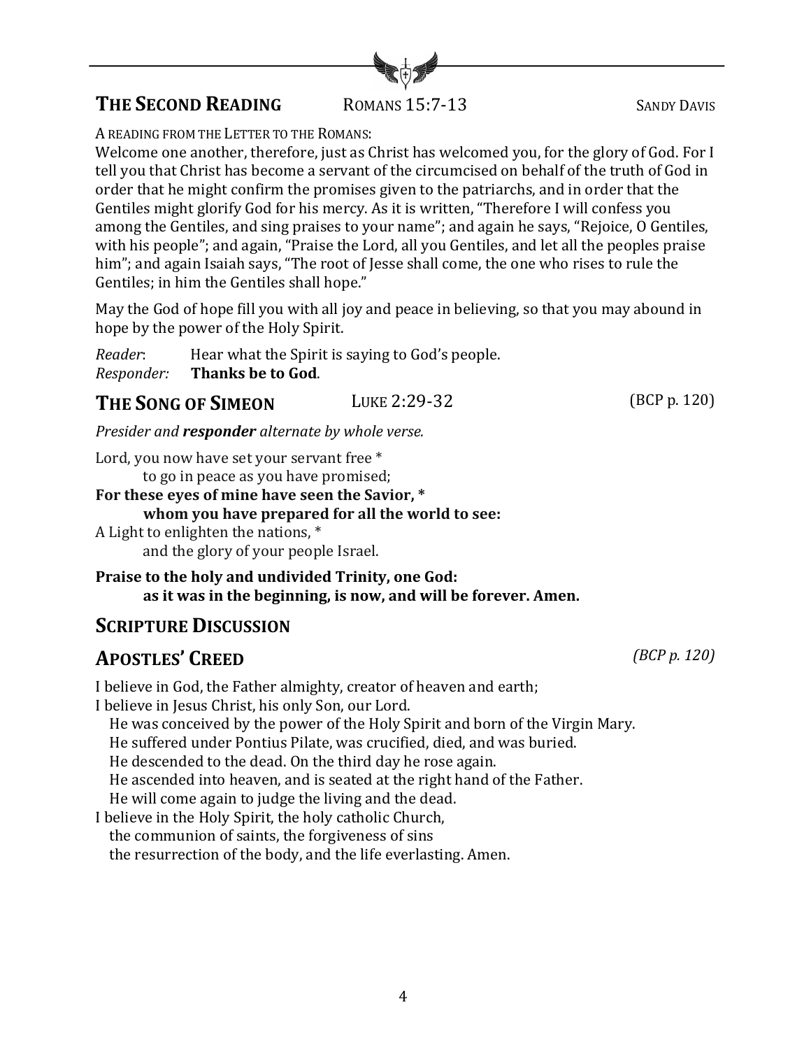## THE SECOND READING ROMANS 15:7-13 SANDY DAVIS

A READING FROM THE LETTER TO THE ROMANS:

Welcome one another, therefore, just as Christ has welcomed you, for the glory of God. For I tell you that Christ has become a servant of the circumcised on behalf of the truth of God in order that he might confirm the promises given to the patriarchs, and in order that the Gentiles might glorify God for his mercy. As it is written, "Therefore I will confess you among the Gentiles, and sing praises to your name"; and again he says, "Rejoice, O Gentiles, with his people"; and again, "Praise the Lord, all you Gentiles, and let all the peoples praise him"; and again Isaiah says, "The root of Jesse shall come, the one who rises to rule the Gentiles; in him the Gentiles shall hope."

May the God of hope fill you with all joy and peace in believing, so that you may abound in hope by the power of the Holy Spirit.

*Reader*: Hear what the Spirit is saying to God's people.
*Responder:* **Thanks be to God**.

## THE SONG OF SIMEON LUKE 2:29-32 (BCP p. 120)

*Presider and* ***responder*** *alternate by whole verse.*

Lord, you now have set your servant free *
to go in peace as you have promised;
**For these eyes of mine have seen the Savior, ***
**whom you have prepared for all the world to see:**
A Light to enlighten the nations, *
and the glory of your people Israel.

**Praise to the holy and undivided Trinity, one God:**
**as it was in the beginning, is now, and will be forever. Amen.**

## SCRIPTURE DISCUSSION

## APOSTLES' CREED *(BCP p. 120)*

I believe in God, the Father almighty, creator of heaven and earth;
I believe in Jesus Christ, his only Son, our Lord.
He was conceived by the power of the Holy Spirit and born of the Virgin Mary.
He suffered under Pontius Pilate, was crucified, died, and was buried.
He descended to the dead. On the third day he rose again.
He ascended into heaven, and is seated at the right hand of the Father.
He will come again to judge the living and the dead.
I believe in the Holy Spirit, the holy catholic Church,
the communion of saints, the forgiveness of sins
the resurrection of the body, and the life everlasting. Amen.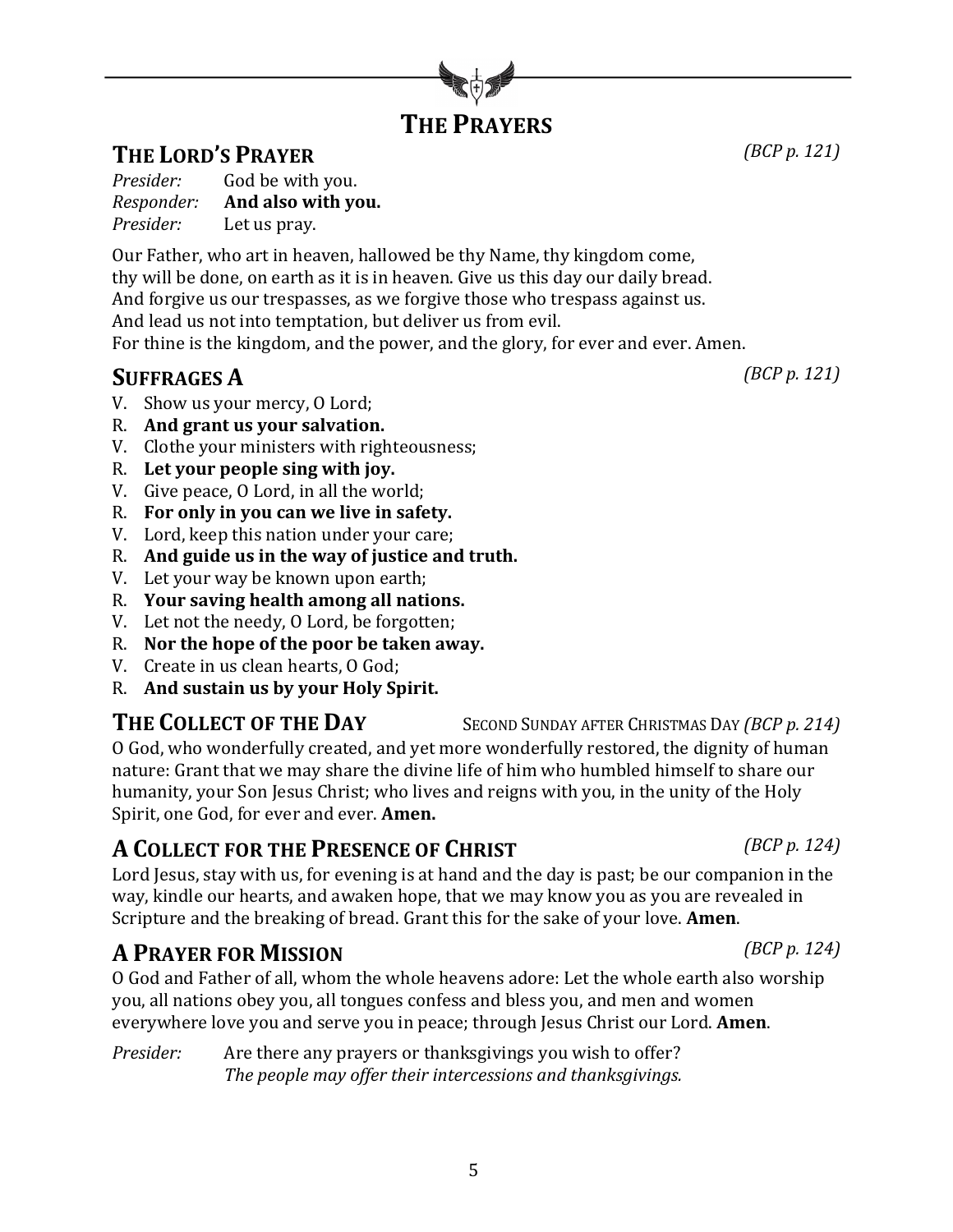# The Prayers

## The Lord's Prayer

*(BCP p. 121)*

*Presider:* God be with you.
*Responder:* **And also with you.**
*Presider:* Let us pray.

Our Father, who art in heaven, hallowed be thy Name, thy kingdom come,
thy will be done, on earth as it is in heaven. Give us this day our daily bread.
And forgive us our trespasses, as we forgive those who trespass against us.
And lead us not into temptation, but deliver us from evil.
For thine is the kingdom, and the power, and the glory, for ever and ever. Amen.

## Suffrages A

*(BCP p. 121)*

V. Show us your mercy, O Lord;
R. **And grant us your salvation.**
V. Clothe your ministers with righteousness;
R. **Let your people sing with joy.**
V. Give peace, O Lord, in all the world;
R. **For only in you can we live in safety.**
V. Lord, keep this nation under your care;
R. **And guide us in the way of justice and truth.**
V. Let your way be known upon earth;
R. **Your saving health among all nations.**
V. Let not the needy, O Lord, be forgotten;
R. **Nor the hope of the poor be taken away.**
V. Create in us clean hearts, O God;
R. **And sustain us by your Holy Spirit.**

## The Collect of the Day

Second Sunday after Christmas Day *(BCP p. 214)*

O God, who wonderfully created, and yet more wonderfully restored, the dignity of human nature: Grant that we may share the divine life of him who humbled himself to share our humanity, your Son Jesus Christ; who lives and reigns with you, in the unity of the Holy Spirit, one God, for ever and ever. **Amen.**

## A Collect for the Presence of Christ

*(BCP p. 124)*

Lord Jesus, stay with us, for evening is at hand and the day is past; be our companion in the way, kindle our hearts, and awaken hope, that we may know you as you are revealed in Scripture and the breaking of bread. Grant this for the sake of your love. **Amen**.

## A Prayer for Mission

*(BCP p. 124)*

O God and Father of all, whom the whole heavens adore: Let the whole earth also worship you, all nations obey you, all tongues confess and bless you, and men and women everywhere love you and serve you in peace; through Jesus Christ our Lord. **Amen**.

*Presider:* Are there any prayers or thanksgivings you wish to offer?
*The people may offer their intercessions and thanksgivings.*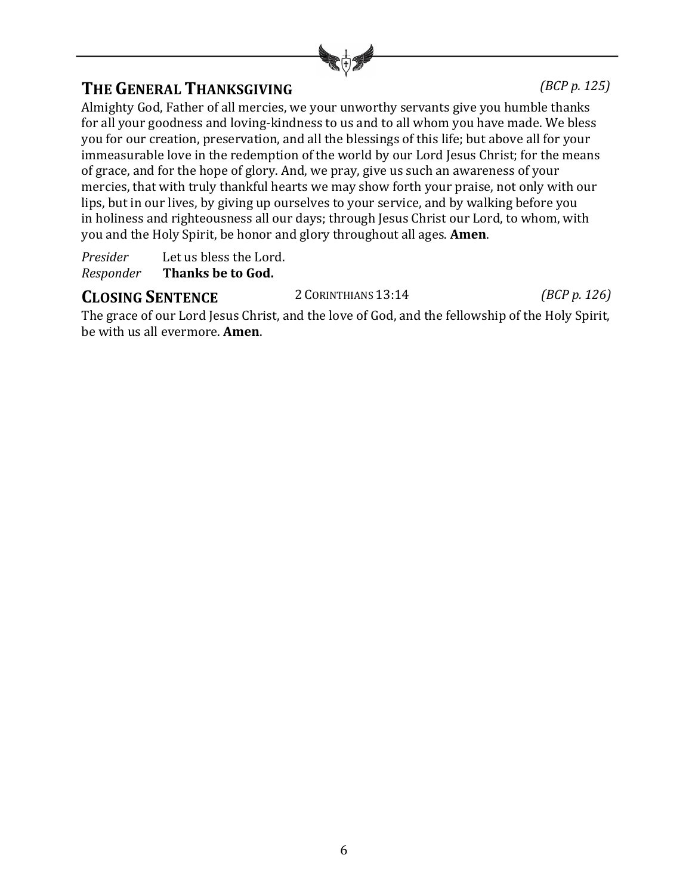## THE GENERAL THANKSGIVING *(BCP p. 125)*

Almighty God, Father of all mercies, we your unworthy servants give you humble thanks for all your goodness and loving-kindness to us and to all whom you have made. We bless you for our creation, preservation, and all the blessings of this life; but above all for your immeasurable love in the redemption of the world by our Lord Jesus Christ; for the means of grace, and for the hope of glory. And, we pray, give us such an awareness of your mercies, that with truly thankful hearts we may show forth your praise, not only with our lips, but in our lives, by giving up ourselves to your service, and by walking before you in holiness and righteousness all our days; through Jesus Christ our Lord, to whom, with you and the Holy Spirit, be honor and glory throughout all ages. **Amen**.

*Presider* Let us bless the Lord.
*Responder* **Thanks be to God.**

## CLOSING SENTENCE 2 CORINTHIANS 13:14 *(BCP p. 126)*

The grace of our Lord Jesus Christ, and the love of God, and the fellowship of the Holy Spirit, be with us all evermore. **Amen**.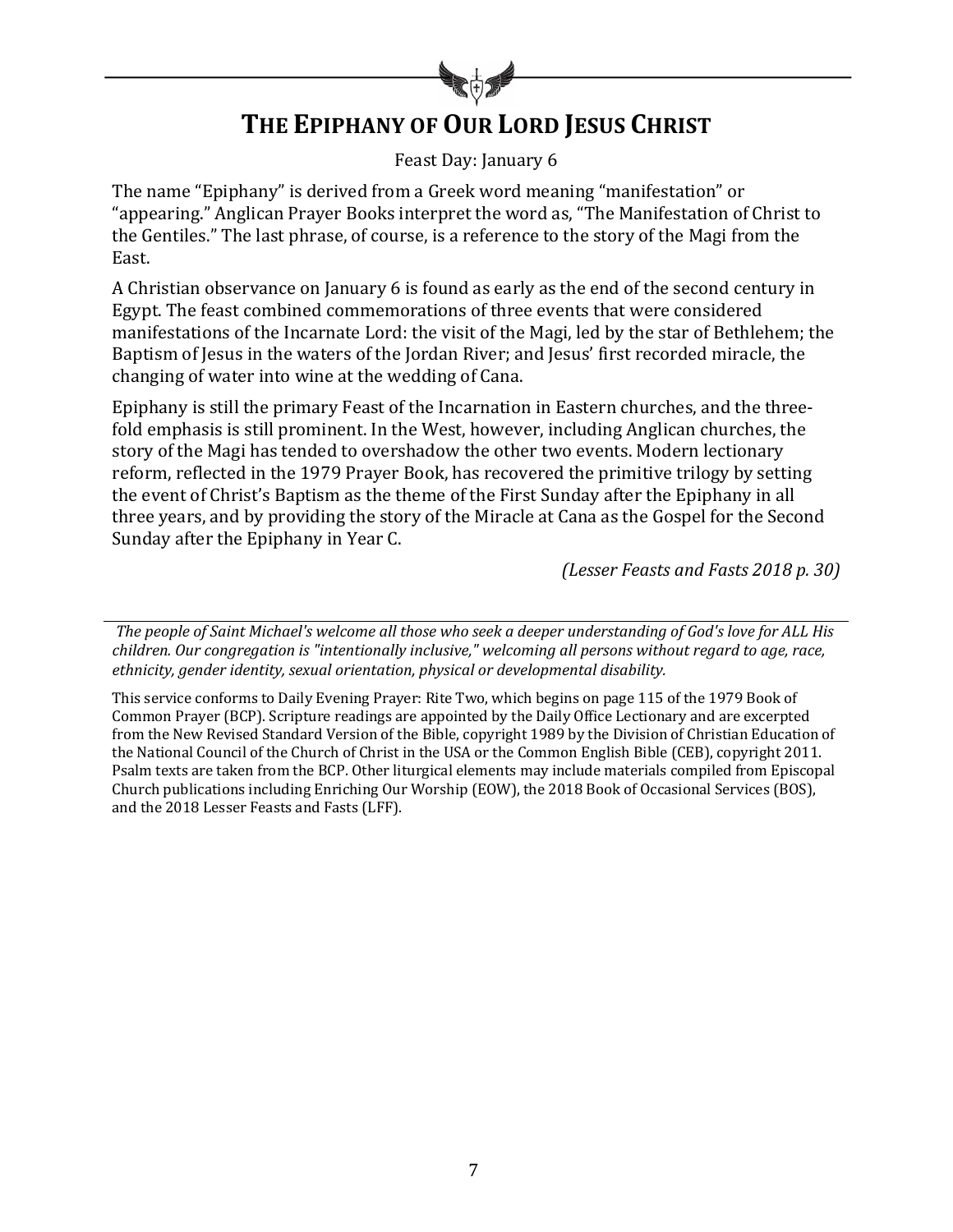# THE EPIPHANY OF OUR LORD JESUS CHRIST

Feast Day: January 6

The name "Epiphany" is derived from a Greek word meaning "manifestation" or "appearing." Anglican Prayer Books interpret the word as, "The Manifestation of Christ to the Gentiles." The last phrase, of course, is a reference to the story of the Magi from the East.

A Christian observance on January 6 is found as early as the end of the second century in Egypt. The feast combined commemorations of three events that were considered manifestations of the Incarnate Lord: the visit of the Magi, led by the star of Bethlehem; the Baptism of Jesus in the waters of the Jordan River; and Jesus' first recorded miracle, the changing of water into wine at the wedding of Cana.

Epiphany is still the primary Feast of the Incarnation in Eastern churches, and the three-fold emphasis is still prominent. In the West, however, including Anglican churches, the story of the Magi has tended to overshadow the other two events. Modern lectionary reform, reflected in the 1979 Prayer Book, has recovered the primitive trilogy by setting the event of Christ's Baptism as the theme of the First Sunday after the Epiphany in all three years, and by providing the story of the Miracle at Cana as the Gospel for the Second Sunday after the Epiphany in Year C.

*(Lesser Feasts and Fasts 2018 p. 30)*

---

*The people of Saint Michael's welcome all those who seek a deeper understanding of God's love for ALL His children. Our congregation is "intentionally inclusive," welcoming all persons without regard to age, race, ethnicity, gender identity, sexual orientation, physical or developmental disability.*

This service conforms to Daily Evening Prayer: Rite Two, which begins on page 115 of the 1979 Book of Common Prayer (BCP). Scripture readings are appointed by the Daily Office Lectionary and are excerpted from the New Revised Standard Version of the Bible, copyright 1989 by the Division of Christian Education of the National Council of the Church of Christ in the USA or the Common English Bible (CEB), copyright 2011. Psalm texts are taken from the BCP. Other liturgical elements may include materials compiled from Episcopal Church publications including Enriching Our Worship (EOW), the 2018 Book of Occasional Services (BOS), and the 2018 Lesser Feasts and Fasts (LFF).